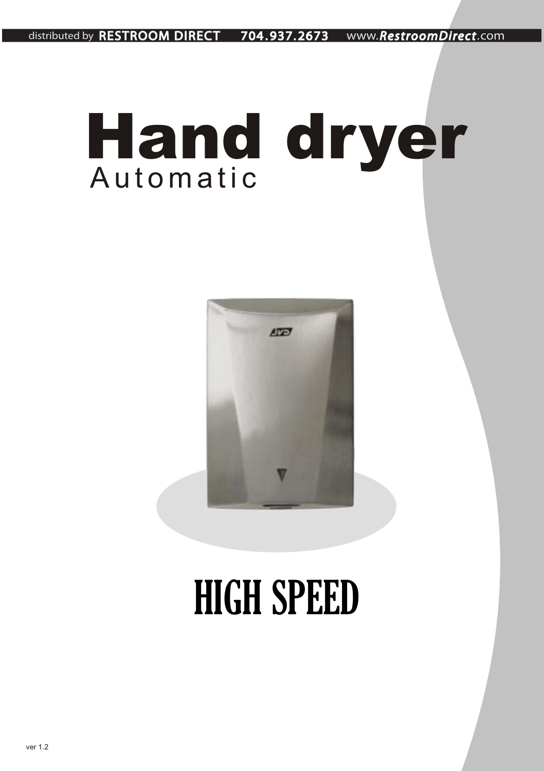distributed by **RESTROOM DIRECT** 704.937.2673 www.*RestroomDirect*.com

# Hand dryer

## Automatic

# HIGH SPEED

ver 1.2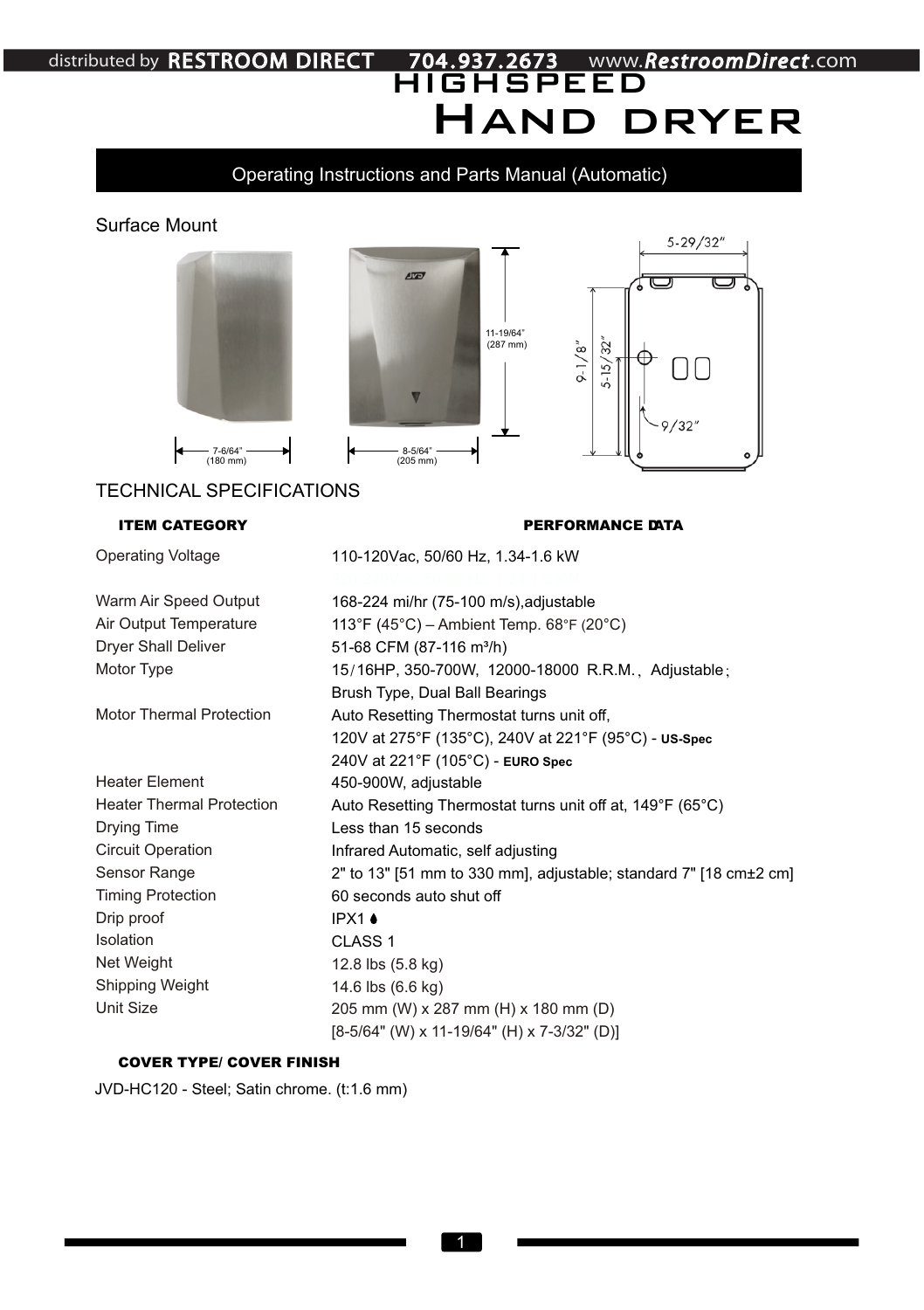# HIGHSPEED HAND DRYER

## Operating Instructions and Parts Manual (Automatic)

Surface Mount

7-6/64" (180 mm)

8-5/64" (205 mm)

11-19/64" (287 mm)

5-29/32"

9-1/8"

5-15/32"

9/32"

## TECHNICAL SPECIFICATIONS

| ITEM CATEGORY | PERFORMANCE DATA |
|---|---|
| Operating Voltage | 110-120Vac, 50/60 Hz, 1.34-1.6 kW |
| Warm Air Speed Output | 168-224 mi/hr (75-100 m/s),adjustable |
| Air Output Temperature | 113°F (45°C) – Ambient Temp. 68°F (20°C) |
| Dryer Shall Deliver | 51-68 CFM (87-116 m³/h) |
| Motor Type | 15/16HP, 350-700W, 12000-18000 R.R.M., Adjustable; Brush Type, Dual Ball Bearings |
| Motor Thermal Protection | Auto Resetting Thermostat turns unit off, 120V at 275°F (135°C), 240V at 221°F (95°C) - **US-Spec** 240V at 221°F (105°C) - **EURO Spec** |
| Heater Element | 450-900W, adjustable |
| Heater Thermal Protection | Auto Resetting Thermostat turns unit off at, 149°F (65°C) |
| Drying Time | Less than 15 seconds |
| Circuit Operation | Infrared Automatic, self adjusting |
| Sensor Range | 2" to 13" [51 mm to 330 mm], adjustable; standard 7" [18 cm±2 cm] |
| Timing Protection | 60 seconds auto shut off |
| Drip proof | IPX1 |
| Isolation | CLASS 1 |
| Net Weight | 12.8 lbs (5.8 kg) |
| Shipping Weight | 14.6 lbs (6.6 kg) |
| Unit Size | 205 mm (W) x 287 mm (H) x 180 mm (D) [8-5/64" (W) x 11-19/64" (H) x 7-3/32" (D)] |

**COVER TYPE/ COVER FINISH**

JVD-HC120 - Steel; Satin chrome. (t:1.6 mm)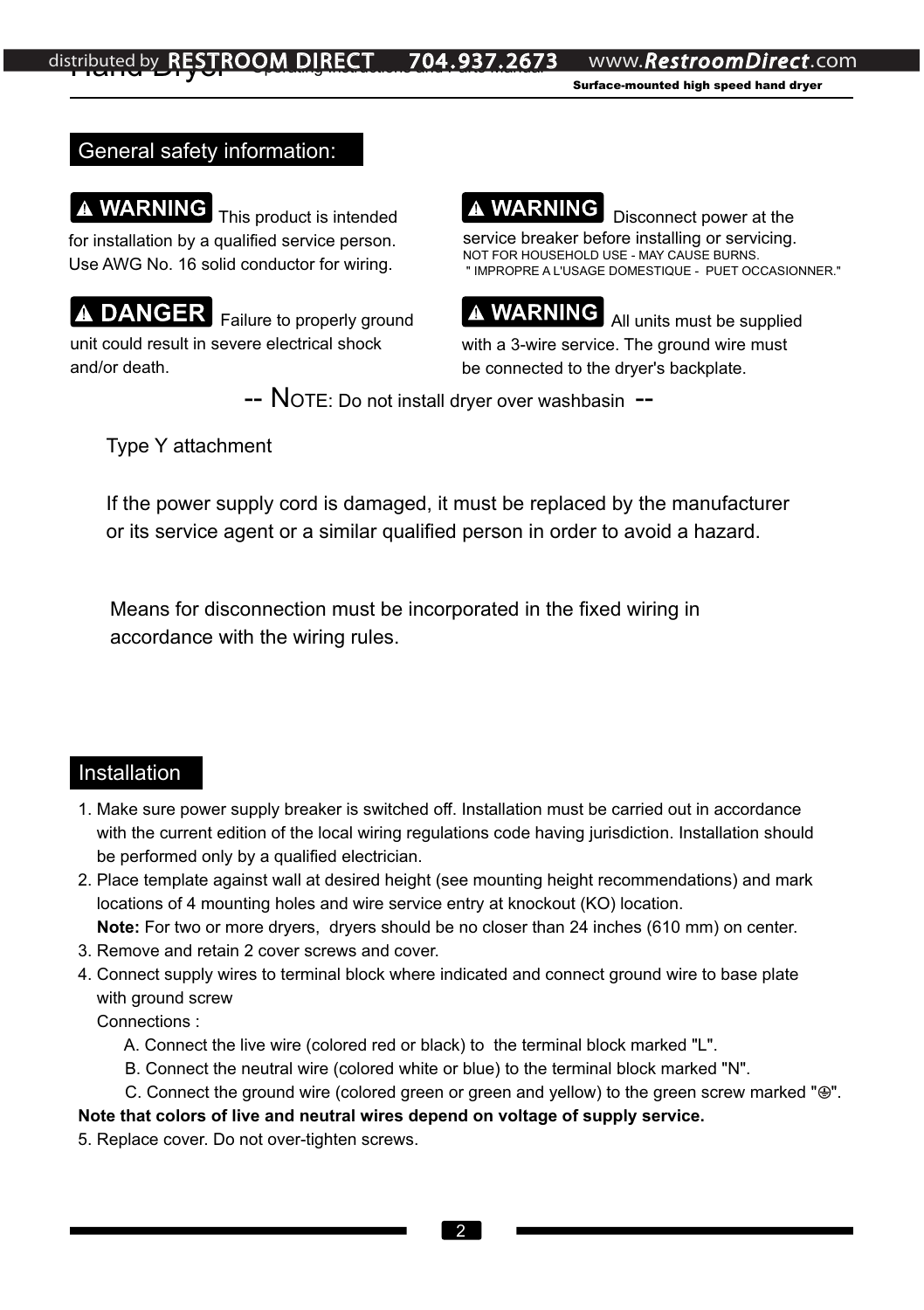## General safety information:

**⚠ WARNING** This product is intended for installation by a qualified service person. Use AWG No. 16 solid conductor for wiring.

**⚠ DANGER** Failure to properly ground unit could result in severe electrical shock and/or death.

**⚠ WARNING** Disconnect power at the service breaker before installing or servicing.
NOT FOR HOUSEHOLD USE - MAY CAUSE BURNS.
" IMPROPRE A L'USAGE DOMESTIQUE - PUET OCCASIONNER."

**⚠ WARNING** All units must be supplied with a 3-wire service. The ground wire must be connected to the dryer's backplate.

-- NOTE: Do not install dryer over washbasin --

Type Y attachment

If the power supply cord is damaged, it must be replaced by the manufacturer or its service agent or a similar qualified person in order to avoid a hazard.

Means for disconnection must be incorporated in the fixed wiring in accordance with the wiring rules.

## Installation

1. Make sure power supply breaker is switched off. Installation must be carried out in accordance with the current edition of the local wiring regulations code having jurisdiction. Installation should be performed only by a qualified electrician.
2. Place template against wall at desired height (see mounting height recommendations) and mark locations of 4 mounting holes and wire service entry at knockout (KO) location.
   **Note:** For two or more dryers, dryers should be no closer than 24 inches (610 mm) on center.
3. Remove and retain 2 cover screws and cover.
4. Connect supply wires to terminal block where indicated and connect ground wire to base plate with ground screw
   Connections :
   A. Connect the live wire (colored red or black) to the terminal block marked "L".
   B. Connect the neutral wire (colored white or blue) to the terminal block marked "N".
   C. Connect the ground wire (colored green or green and yellow) to the green screw marked "⏚".

**Note that colors of live and neutral wires depend on voltage of supply service.**

5. Replace cover. Do not over-tighten screws.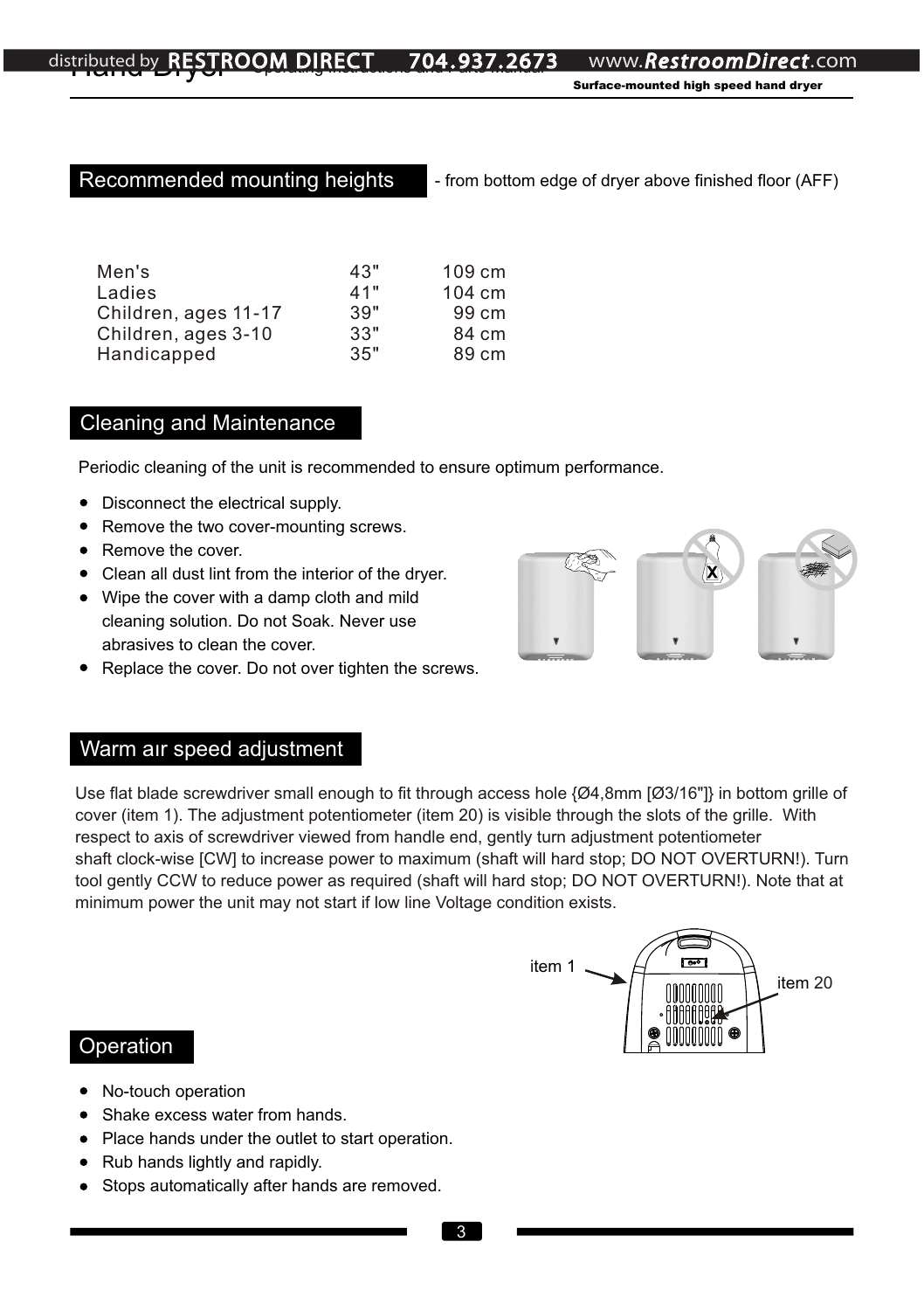## Recommended mounting heights

- from bottom edge of dryer above finished floor (AFF)

| | | |
|---|---|---|
| Men's | 43" | 109 cm |
| Ladies | 41" | 104 cm |
| Children, ages 11-17 | 39" | 99 cm |
| Children, ages 3-10 | 33" | 84 cm |
| Handicapped | 35" | 89 cm |

## Cleaning and Maintenance

Periodic cleaning of the unit is recommended to ensure optimum performance.

- Disconnect the electrical supply.
- Remove the two cover-mounting screws.
- Remove the cover.
- Clean all dust lint from the interior of the dryer.
- Wipe the cover with a damp cloth and mild cleaning solution. Do not Soak. Never use abrasives to clean the cover.
- Replace the cover. Do not over tighten the screws.

## Warm aır speed adjustment

Use flat blade screwdriver small enough to fit through access hole {Ø4,8mm [Ø3/16"]} in bottom grille of cover (item 1). The adjustment potentiometer (item 20) is visible through the slots of the grille. With respect to axis of screwdriver viewed from handle end, gently turn adjustment potentiometer shaft clock-wise [CW] to increase power to maximum (shaft will hard stop; DO NOT OVERTURN!). Turn tool gently CCW to reduce power as required (shaft will hard stop; DO NOT OVERTURN!). Note that at minimum power the unit may not start if low line Voltage condition exists.

item 1

item 20

## Operation

- No-touch operation
- Shake excess water from hands.
- Place hands under the outlet to start operation.
- Rub hands lightly and rapidly.
- Stops automatically after hands are removed.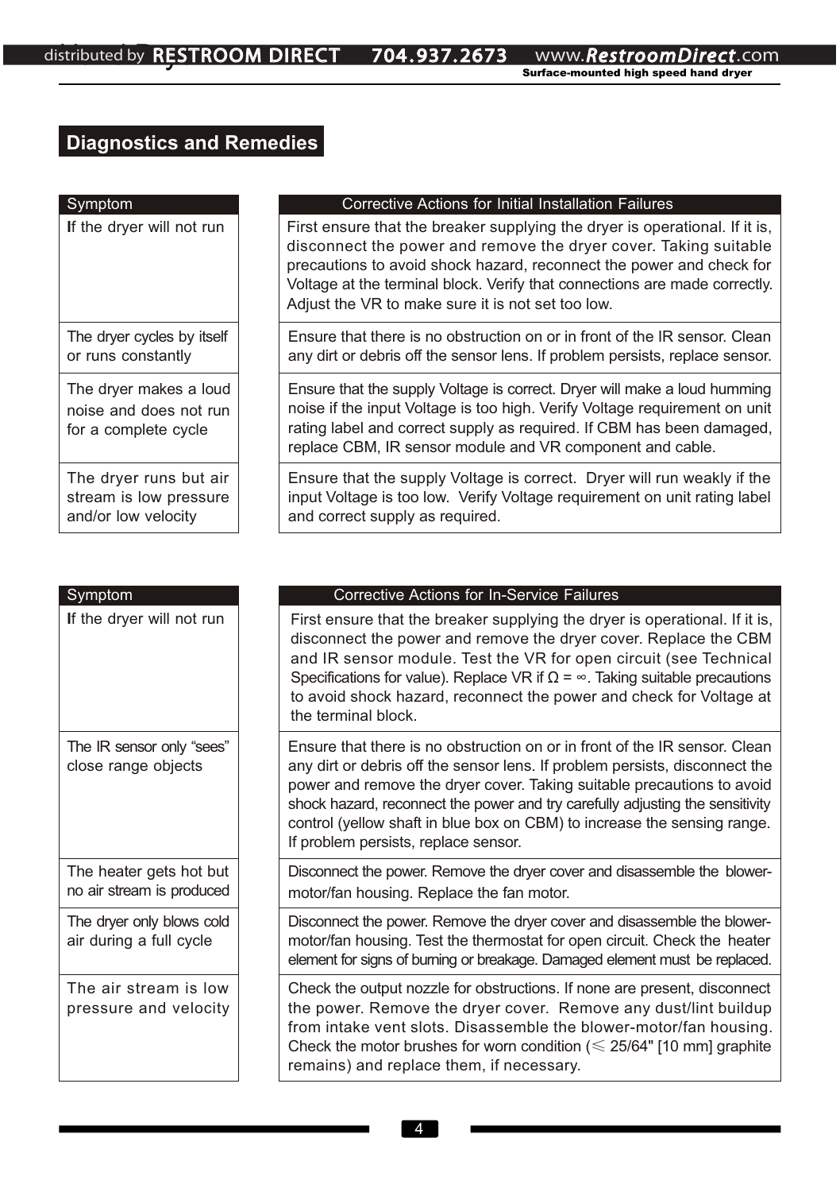## Diagnostics and Remedies

| Symptom | Corrective Actions for Initial Installation Failures |
|---|---|
| If the dryer will not run | First ensure that the breaker supplying the dryer is operational. If it is, disconnect the power and remove the dryer cover. Taking suitable precautions to avoid shock hazard, reconnect the power and check for Voltage at the terminal block. Verify that connections are made correctly. Adjust the VR to make sure it is not set too low. |
| The dryer cycles by itself or runs constantly | Ensure that there is no obstruction on or in front of the IR sensor. Clean any dirt or debris off the sensor lens. If problem persists, replace sensor. |
| The dryer makes a loud noise and does not run for a complete cycle | Ensure that the supply Voltage is correct. Dryer will make a loud humming noise if the input Voltage is too high. Verify Voltage requirement on unit rating label and correct supply as required. If CBM has been damaged, replace CBM, IR sensor module and VR component and cable. |
| The dryer runs but air stream is low pressure and/or low velocity | Ensure that the supply Voltage is correct. Dryer will run weakly if the input Voltage is too low. Verify Voltage requirement on unit rating label and correct supply as required. |

| Symptom | Corrective Actions for In-Service Failures |
|---|---|
| If the dryer will not run | First ensure that the breaker supplying the dryer is operational. If it is, disconnect the power and remove the dryer cover. Replace the CBM and IR sensor module. Test the VR for open circuit (see Technical Specifications for value). Replace VR if $\Omega = \infty$. Taking suitable precautions to avoid shock hazard, reconnect the power and check for Voltage at the terminal block. |
| The IR sensor only "sees" close range objects | Ensure that there is no obstruction on or in front of the IR sensor. Clean any dirt or debris off the sensor lens. If problem persists, disconnect the power and remove the dryer cover. Taking suitable precautions to avoid shock hazard, reconnect the power and try carefully adjusting the sensitivity control (yellow shaft in blue box on CBM) to increase the sensing range. If problem persists, replace sensor. |
| The heater gets hot but no air stream is produced | Disconnect the power. Remove the dryer cover and disassemble the blower-motor/fan housing. Replace the fan motor. |
| The dryer only blows cold air during a full cycle | Disconnect the power. Remove the dryer cover and disassemble the blower-motor/fan housing. Test the thermostat for open circuit. Check the heater element for signs of burning or breakage. Damaged element must be replaced. |
| The air stream is low pressure and velocity | Check the output nozzle for obstructions. If none are present, disconnect the power. Remove the dryer cover. Remove any dust/lint buildup from intake vent slots. Disassemble the blower-motor/fan housing. Check the motor brushes for worn condition ($\leqslant$ 25/64" [10 mm] graphite remains) and replace them, if necessary. |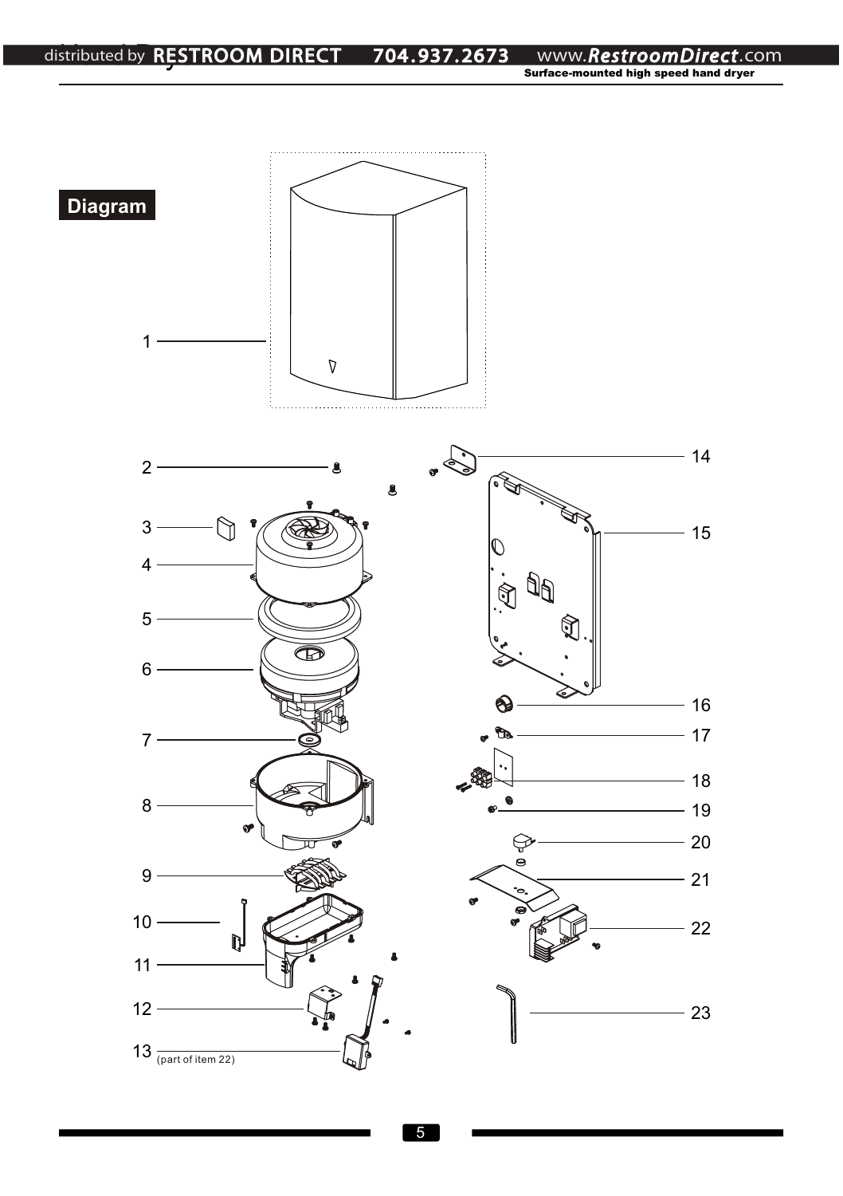## Diagram

1
2
3
4
5
6
7
8
9
10
11
12
13 (part of item 22)
14
15
16
17
18
19
20
21
22
23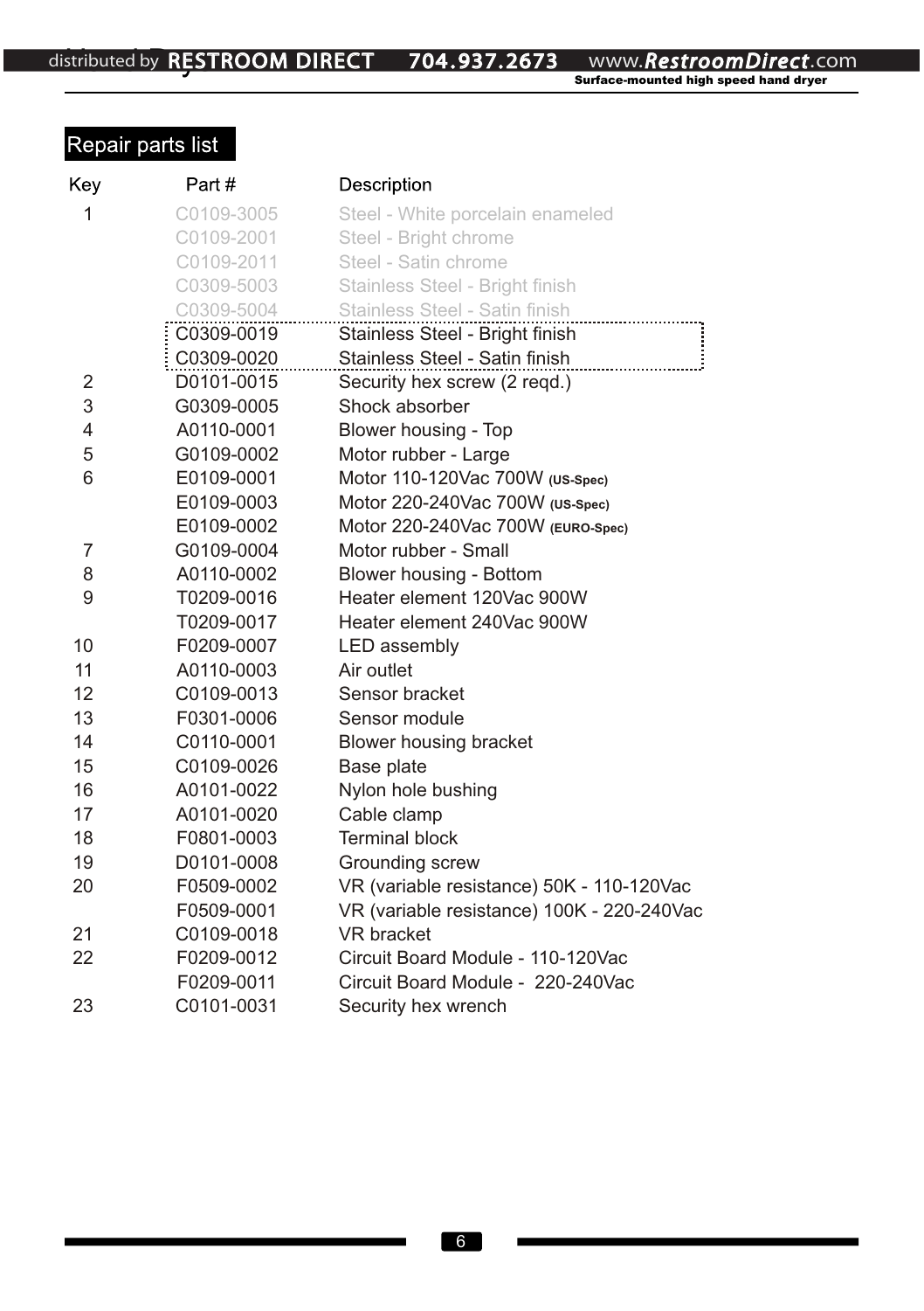## Repair parts list

| Key | Part # | Description |
|---|---|---|
| 1 | C0109-3005 | Steel - White porcelain enameled |
| | C0109-2001 | Steel - Bright chrome |
| | C0109-2011 | Steel - Satin chrome |
| | C0309-5003 | Stainless Steel - Bright finish |
| | C0309-5004 | Stainless Steel - Satin finish |
| | C0309-0019 | Stainless Steel - Bright finish |
| | C0309-0020 | Stainless Steel - Satin finish |
| 2 | D0101-0015 | Security hex screw (2 reqd.) |
| 3 | G0309-0005 | Shock absorber |
| 4 | A0110-0001 | Blower housing - Top |
| 5 | G0109-0002 | Motor rubber - Large |
| 6 | E0109-0001 | Motor 110-120Vac 700W **(US-Spec)** |
| | E0109-0003 | Motor 220-240Vac 700W **(US-Spec)** |
| | E0109-0002 | Motor 220-240Vac 700W **(EURO-Spec)** |
| 7 | G0109-0004 | Motor rubber - Small |
| 8 | A0110-0002 | Blower housing - Bottom |
| 9 | T0209-0016 | Heater element 120Vac 900W |
| | T0209-0017 | Heater element 240Vac 900W |
| 10 | F0209-0007 | LED assembly |
| 11 | A0110-0003 | Air outlet |
| 12 | C0109-0013 | Sensor bracket |
| 13 | F0301-0006 | Sensor module |
| 14 | C0110-0001 | Blower housing bracket |
| 15 | C0109-0026 | Base plate |
| 16 | A0101-0022 | Nylon hole bushing |
| 17 | A0101-0020 | Cable clamp |
| 18 | F0801-0003 | Terminal block |
| 19 | D0101-0008 | Grounding screw |
| 20 | F0509-0002 | VR (variable resistance) 50K - 110-120Vac |
| | F0509-0001 | VR (variable resistance) 100K - 220-240Vac |
| 21 | C0109-0018 | VR bracket |
| 22 | F0209-0012 | Circuit Board Module - 110-120Vac |
| | F0209-0011 | Circuit Board Module - 220-240Vac |
| 23 | C0101-0031 | Security hex wrench |